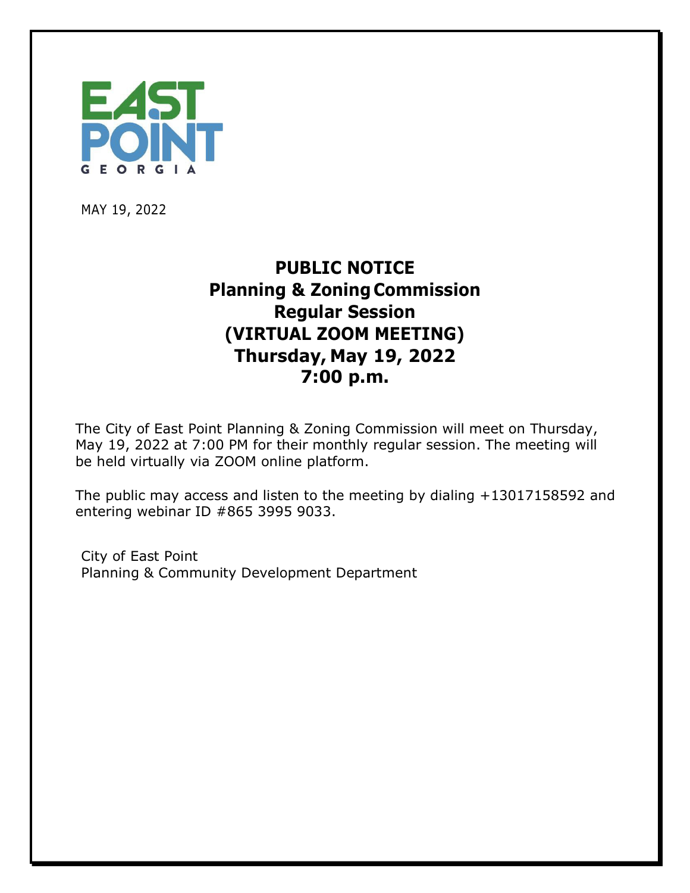EAST POINT
GEORGIA

MAY 19, 2022

# PUBLIC NOTICE
## Planning & Zoning Commission
## Regular Session
## (VIRTUAL ZOOM MEETING)
## Thursday, May 19, 2022
## 7:00 p.m.

The City of East Point Planning & Zoning Commission will meet on Thursday, May 19, 2022 at 7:00 PM for their monthly regular session. The meeting will be held virtually via ZOOM online platform.

The public may access and listen to the meeting by dialing +13017158592 and entering webinar ID #865 3995 9033.

City of East Point
Planning & Community Development Department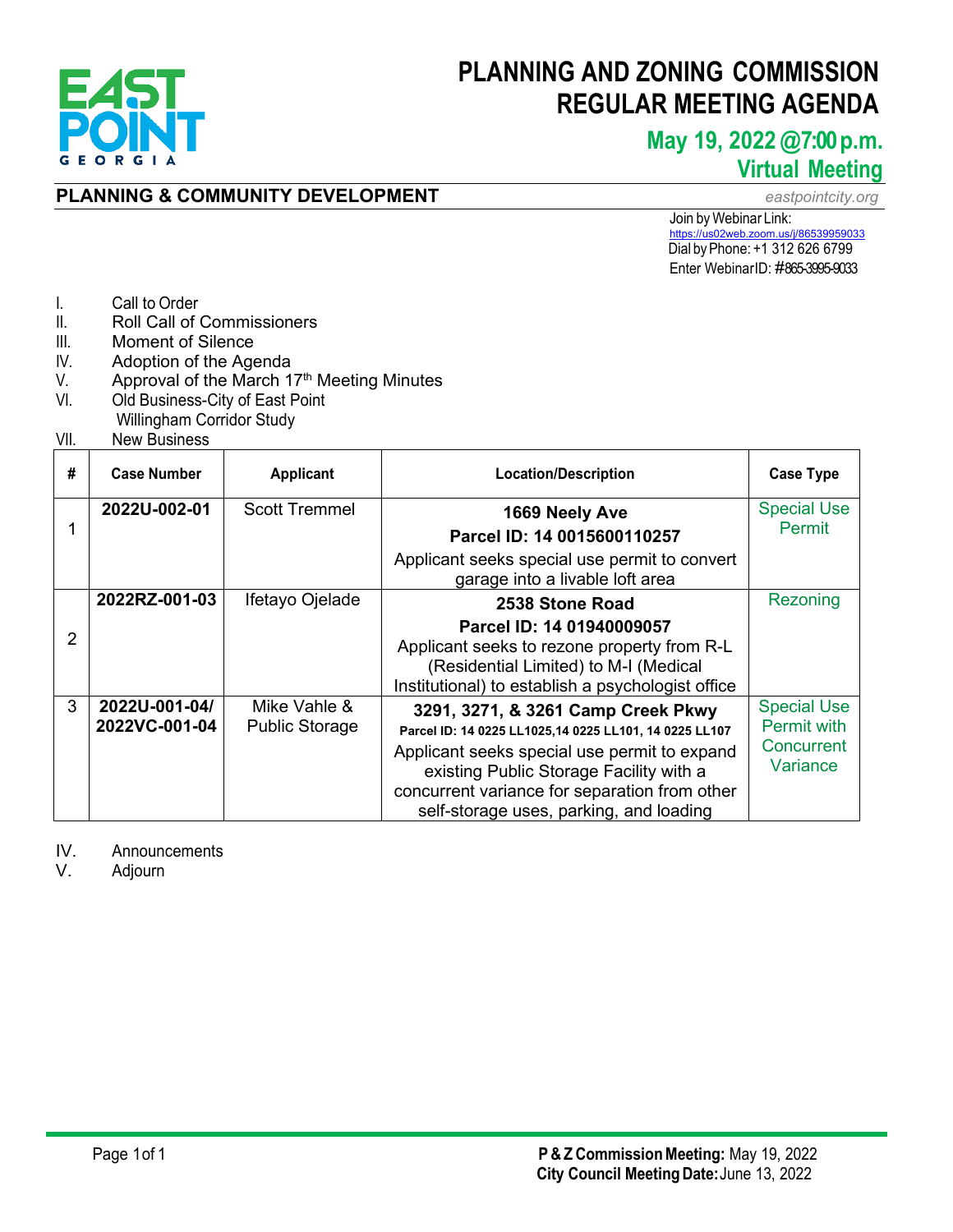# PLANNING AND ZONING COMMISSION REGULAR MEETING AGENDA

## May 19, 2022 @7:00 p.m.
## Virtual Meeting

**PLANNING & COMMUNITY DEVELOPMENT**

*eastpointcity.org*

Join by Webinar Link:
https://us02web.zoom.us/j/86539959033
Dial by Phone: +1 312 626 6799
Enter Webinar ID: #865-3995-9033

I. Call to Order
II. Roll Call of Commissioners
III. Moment of Silence
IV. Adoption of the Agenda
V. Approval of the March 17th Meeting Minutes
VI. Old Business-City of East Point
 Willingham Corridor Study
VII. New Business

| # | Case Number | Applicant | Location/Description | Case Type |
|---|---|---|---|---|
| 1 | **2022U-002-01** | Scott Tremmel | **1669 Neely Ave**<br>**Parcel ID: 14 0015600110257**<br>Applicant seeks special use permit to convert garage into a livable loft area | Special Use Permit |
| 2 | **2022RZ-001-03** | Ifetayo Ojelade | **2538 Stone Road**<br>**Parcel ID: 14 01940009057**<br>Applicant seeks to rezone property from R-L (Residential Limited) to M-I (Medical Institutional) to establish a psychologist office | Rezoning |
| 3 | **2022U-001-04/ 2022VC-001-04** | Mike Vahle & Public Storage | **3291, 3271, & 3261 Camp Creek Pkwy**<br>**Parcel ID: 14 0225 LL1025,14 0225 LL101, 14 0225 LL107**<br>Applicant seeks special use permit to expand existing Public Storage Facility with a concurrent variance for separation from other self-storage uses, parking, and loading | Special Use Permit with Concurrent Variance |

IV. Announcements
V. Adjourn

**P & Z Commission Meeting:** May 19, 2022
**City Council Meeting Date:** June 13, 2022